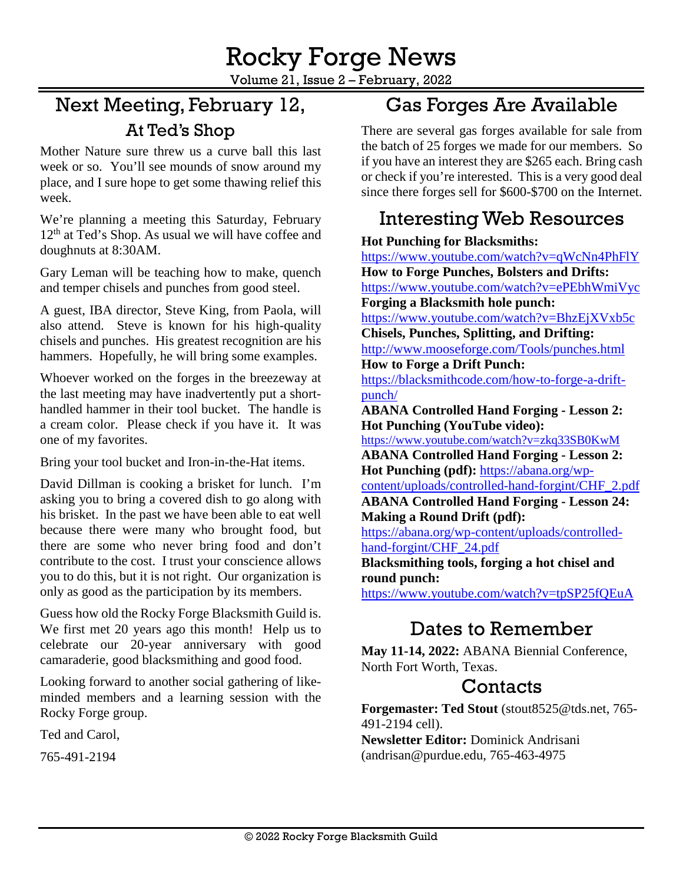# Rocky Forge News

Volume 21, Issue 2 – February, 2022

## Next Meeting, February 12,

### At Ted's Shop

Mother Nature sure threw us a curve ball this last week or so. You'll see mounds of snow around my place, and I sure hope to get some thawing relief this week.

We're planning a meeting this Saturday, February 12th at Ted's Shop. As usual we will have coffee and doughnuts at 8:30AM.

Gary Leman will be teaching how to make, quench and temper chisels and punches from good steel.

A guest, IBA director, Steve King, from Paola, will also attend. Steve is known for his high-quality chisels and punches. His greatest recognition are his hammers. Hopefully, he will bring some examples.

Whoever worked on the forges in the breezeway at the last meeting may have inadvertently put a short-handled hammer in their tool bucket. The handle is a cream color. Please check if you have it. It was one of my favorites.

Bring your tool bucket and Iron-in-the-Hat items.

David Dillman is cooking a brisket for lunch. I'm asking you to bring a covered dish to go along with his brisket. In the past we have been able to eat well because there were many who brought food, but there are some who never bring food and don't contribute to the cost. I trust your conscience allows you to do this, but it is not right. Our organization is only as good as the participation by its members.

Guess how old the Rocky Forge Blacksmith Guild is. We first met 20 years ago this month! Help us to celebrate our 20-year anniversary with good camaraderie, good blacksmithing and good food.

Looking forward to another social gathering of like-minded members and a learning session with the Rocky Forge group.

Ted and Carol,

765-491-2194

## Gas Forges Are Available

There are several gas forges available for sale from the batch of 25 forges we made for our members. So if you have an interest they are $265 each. Bring cash or check if you're interested. This is a very good deal since there forges sell for $600-$700 on the Internet.

## Interesting Web Resources

**Hot Punching for Blacksmiths:**
https://www.youtube.com/watch?v=qWcNn4PhFlY
**How to Forge Punches, Bolsters and Drifts:**
https://www.youtube.com/watch?v=ePEbhWmiVyc
**Forging a Blacksmith hole punch:**
https://www.youtube.com/watch?v=BhzEjXVxb5c
**Chisels, Punches, Splitting, and Drifting:**
http://www.mooseforge.com/Tools/punches.html
**How to Forge a Drift Punch:**
https://blacksmithcode.com/how-to-forge-a-drift-punch/
**ABANA Controlled Hand Forging - Lesson 2: Hot Punching (YouTube video):**
https://www.youtube.com/watch?v=zkq33SB0KwM
**ABANA Controlled Hand Forging - Lesson 2: Hot Punching (pdf):** https://abana.org/wp-content/uploads/controlled-hand-forgint/CHF_2.pdf
**ABANA Controlled Hand Forging - Lesson 24: Making a Round Drift (pdf):**
https://abana.org/wp-content/uploads/controlled-hand-forgint/CHF_24.pdf
**Blacksmithing tools, forging a hot chisel and round punch:**
https://www.youtube.com/watch?v=tpSP25fQEuA

## Dates to Remember

**May 11-14, 2022:** ABANA Biennial Conference, North Fort Worth, Texas.

## Contacts

**Forgemaster: Ted Stout** (stout8525@tds.net, 765-491-2194 cell).
**Newsletter Editor:** Dominick Andrisani (andrisan@purdue.edu, 765-463-4975

© 2022 Rocky Forge Blacksmith Guild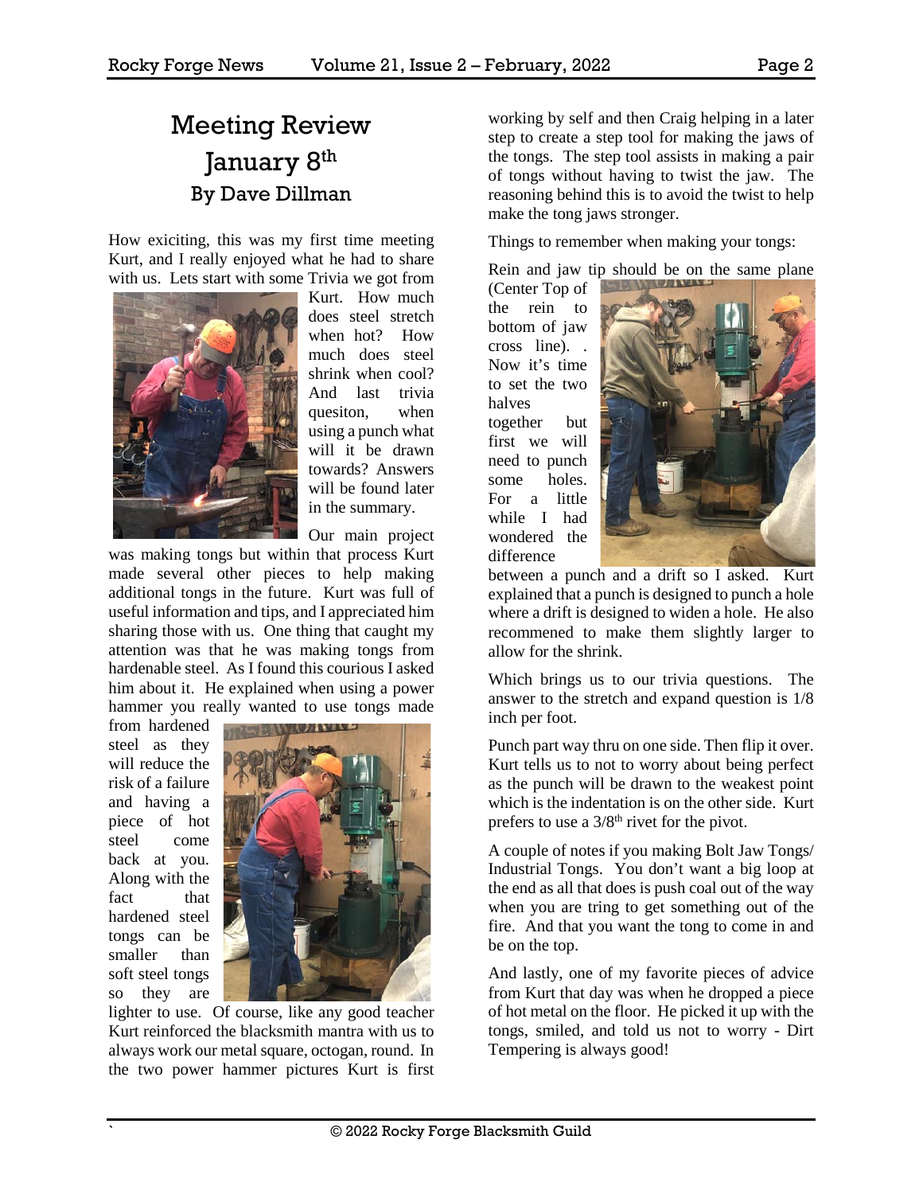# Meeting Review January 8th

## By Dave Dillman

How exiciting, this was my first time meeting Kurt, and I really enjoyed what he had to share with us. Lets start with some Trivia we got from Kurt. How much does steel stretch when hot? How much does steel shrink when cool? And last trivia quesiton, when using a punch what will it be drawn towards? Answers will be found later in the summary.

Our main project was making tongs but within that process Kurt made several other pieces to help making additional tongs in the future. Kurt was full of useful information and tips, and I appreciated him sharing those with us. One thing that caught my attention was that he was making tongs from hardenable steel. As I found this courious I asked him about it. He explained when using a power hammer you really wanted to use tongs made from hardened steel as they will reduce the risk of a failure and having a piece of hot steel come back at you. Along with the fact that hardened steel tongs can be smaller than soft steel tongs so they are lighter to use. Of course, like any good teacher Kurt reinforced the blacksmith mantra with us to always work our metal square, octogan, round. In the two power hammer pictures Kurt is first working by self and then Craig helping in a later step to create a step tool for making the jaws of the tongs. The step tool assists in making a pair of tongs without having to twist the jaw. The reasoning behind this is to avoid the twist to help make the tong jaws stronger.

Things to remember when making your tongs:

Rein and jaw tip should be on the same plane (Center Top of the rein to bottom of jaw cross line). . Now it's time to set the two halves together but first we will need to punch some holes. For a little while I had wondered the difference between a punch and a drift so I asked. Kurt explained that a punch is designed to punch a hole where a drift is designed to widen a hole. He also recommened to make them slightly larger to allow for the shrink.

Which brings us to our trivia questions. The answer to the stretch and expand question is 1/8 inch per foot.

Punch part way thru on one side. Then flip it over. Kurt tells us to not to worry about being perfect as the punch will be drawn to the weakest point which is the indentation is on the other side. Kurt prefers to use a 3/8th rivet for the pivot.

A couple of notes if you making Bolt Jaw Tongs/ Industrial Tongs. You don't want a big loop at the end as all that does is push coal out of the way when you are tring to get something out of the fire. And that you want the tong to come in and be on the top.

And lastly, one of my favorite pieces of advice from Kurt that day was when he dropped a piece of hot metal on the floor. He picked it up with the tongs, smiled, and told us not to worry - Dirt Tempering is always good!